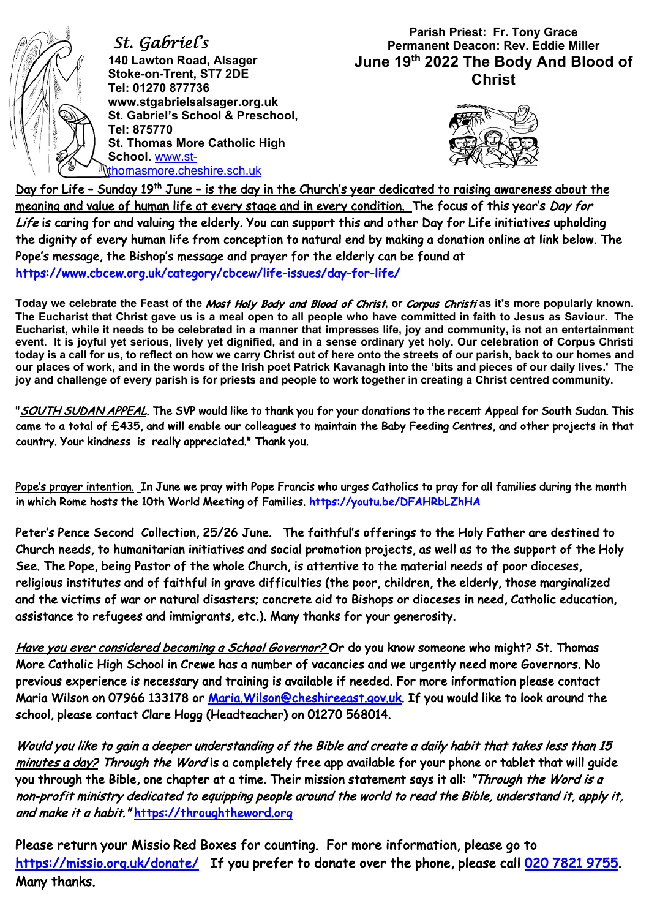*St. Gabriel's*
**140 Lawton Road, Alsager**
**Stoke-on-Trent, ST7 2DE**
**Tel: 01270 877736**
**www.stgabrielsalsager.org.uk**
**St. Gabriel's School & Preschool,**
**Tel: 875770**
**St. Thomas More Catholic High School.** www.st-thomasmore.cheshire.sch.uk

**Parish Priest: Fr. Tony Grace**
**Permanent Deacon: Rev. Eddie Miller**

## June 19th 2022 The Body And Blood of Christ

Day for Life – Sunday 19th June – is the day in the Church's year dedicated to raising awareness about the meaning and value of human life at every stage and in every condition. The focus of this year's *Day for Life* is caring for and valuing the elderly. You can support this and other Day for Life initiatives upholding the dignity of every human life from conception to natural end by making a donation online at link below. The Pope's message, the Bishop's message and prayer for the elderly can be found at https://www.cbcew.org.uk/category/cbcew/life-issues/day-for-life/

**Today we celebrate the Feast of the *Most Holy Body and Blood of Christ*, or *Corpus Christi* as it's more popularly known. The Eucharist that Christ gave us is a meal open to all people who have committed in faith to Jesus as Saviour. The Eucharist, while it needs to be celebrated in a manner that impresses life, joy and community, is not an entertainment event. It is joyful yet serious, lively yet dignified, and in a sense ordinary yet holy. Our celebration of Corpus Christi today is a call for us, to reflect on how we carry Christ out of here onto the streets of our parish, back to our homes and our places of work, and in the words of the Irish poet Patrick Kavanagh into the 'bits and pieces of our daily lives.' The joy and challenge of every parish is for priests and people to work together in creating a Christ centred community.**

"*SOUTH SUDAN APPEAL*. The SVP would like to thank you for your donations to the recent Appeal for South Sudan. This came to a total of £435, and will enable our colleagues to maintain the Baby Feeding Centres, and other projects in that country. Your kindness is really appreciated." Thank you.

Pope's prayer intention. In June we pray with Pope Francis who urges Catholics to pray for all families during the month in which Rome hosts the 10th World Meeting of Families. https://youtu.be/DFAHRbLZhHA

Peter's Pence Second Collection, 25/26 June. The faithful's offerings to the Holy Father are destined to Church needs, to humanitarian initiatives and social promotion projects, as well as to the support of the Holy See. The Pope, being Pastor of the whole Church, is attentive to the material needs of poor dioceses, religious institutes and of faithful in grave difficulties (the poor, children, the elderly, those marginalized and the victims of war or natural disasters; concrete aid to Bishops or dioceses in need, Catholic education, assistance to refugees and immigrants, etc.). Many thanks for your generosity.

*Have you ever considered becoming a School Governor?* Or do you know someone who might? St. Thomas More Catholic High School in Crewe has a number of vacancies and we urgently need more Governors. No previous experience is necessary and training is available if needed. For more information please contact Maria Wilson on 07966 133178 or Maria.Wilson@cheshireeast.gov.uk. If you would like to look around the school, please contact Clare Hogg (Headteacher) on 01270 568014.

*Would you like to gain a deeper understanding of the Bible and create a daily habit that takes less than 15 minutes a day? Through the Word* is a completely free app available for your phone or tablet that will guide you through the Bible, one chapter at a time. Their mission statement says it all: *"Through the Word is a non-profit ministry dedicated to equipping people around the world to read the Bible, understand it, apply it, and make it a habit."* https://throughtheword.org

Please return your Missio Red Boxes for counting. For more information, please go to https://missio.org.uk/donate/ If you prefer to donate over the phone, please call 020 7821 9755. Many thanks.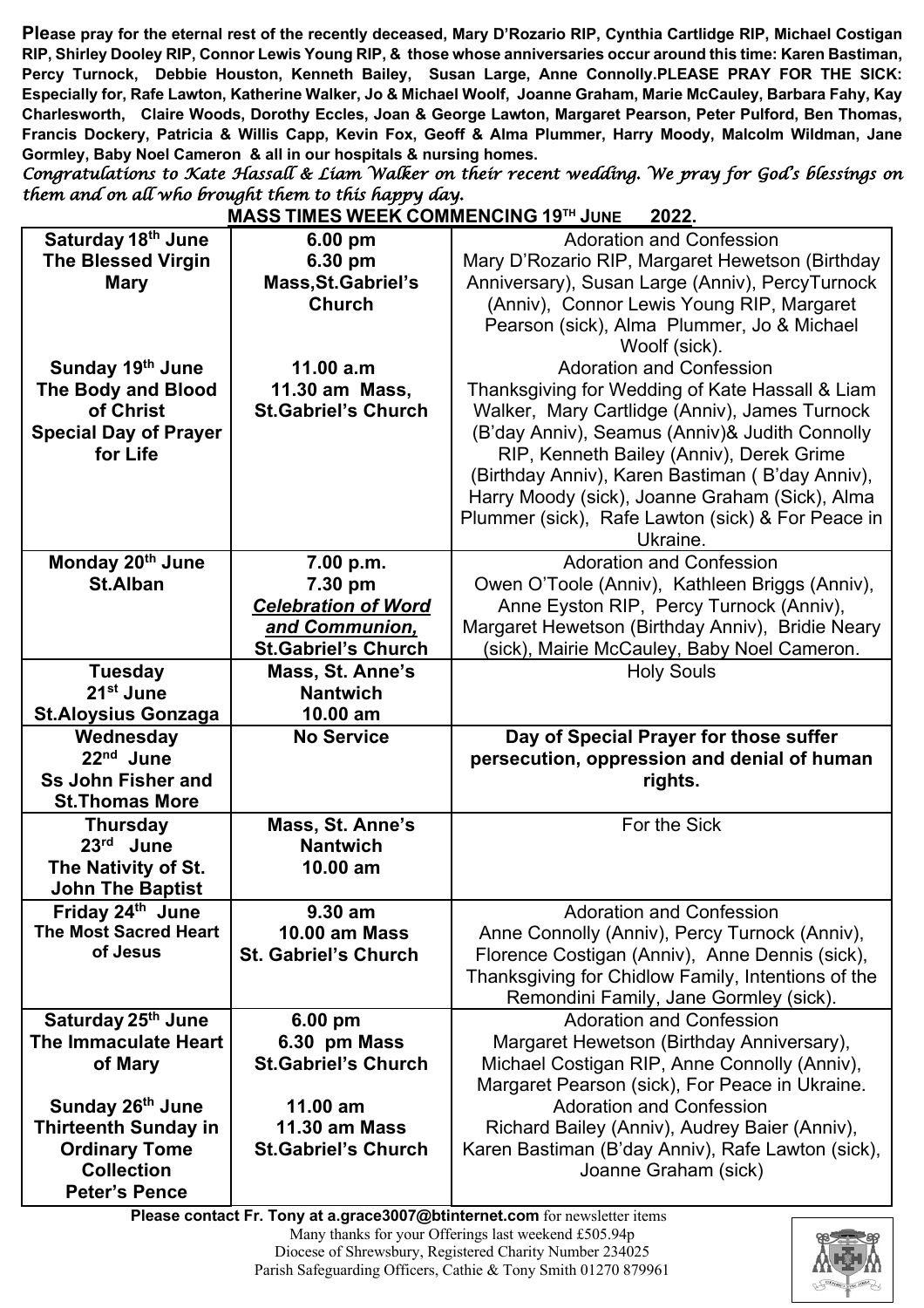**Please pray for the eternal rest of the recently deceased, Mary D'Rozario RIP, Cynthia Cartlidge RIP, Michael Costigan RIP, Shirley Dooley RIP, Connor Lewis Young RIP, & those whose anniversaries occur around this time: Karen Bastiman, Percy Turnock, Debbie Houston, Kenneth Bailey, Susan Large, Anne Connolly.PLEASE PRAY FOR THE SICK: Especially for, Rafe Lawton, Katherine Walker, Jo & Michael Woolf, Joanne Graham, Marie McCauley, Barbara Fahy, Kay Charlesworth, Claire Woods, Dorothy Eccles, Joan & George Lawton, Margaret Pearson, Peter Pulford, Ben Thomas, Francis Dockery, Patricia & Willis Capp, Kevin Fox, Geoff & Alma Plummer, Harry Moody, Malcolm Wildman, Jane Gormley, Baby Noel Cameron & all in our hospitals & nursing homes.**

*Congratulations to Kate Hassall & Liam Walker on their recent wedding. We pray for God's blessings on them and on all who brought them to this happy day.*

**MASS TIMES WEEK COMMENCING 19TH JUNE 2022.**

| | | |
|---|---|---|
| **Saturday 18th June The Blessed Virgin Mary** | **6.00 pm 6.30 pm Mass,St.Gabriel's Church** | Adoration and Confession Mary D'Rozario RIP, Margaret Hewetson (Birthday Anniversary), Susan Large (Anniv), PercyTurnock (Anniv), Connor Lewis Young RIP, Margaret Pearson (sick), Alma Plummer, Jo & Michael Woolf (sick). |
| **Sunday 19th June The Body and Blood of Christ Special Day of Prayer for Life** | **11.00 a.m 11.30 am Mass, St.Gabriel's Church** | Adoration and Confession Thanksgiving for Wedding of Kate Hassall & Liam Walker, Mary Cartlidge (Anniv), James Turnock (B'day Anniv), Seamus (Anniv)& Judith Connolly RIP, Kenneth Bailey (Anniv), Derek Grime (Birthday Anniv), Karen Bastiman ( B'day Anniv), Harry Moody (sick), Joanne Graham (Sick), Alma Plummer (sick), Rafe Lawton (sick) & For Peace in Ukraine. |
| **Monday 20th June St.Alban** | **7.00 p.m. 7.30 pm *Celebration of Word and Communion,* St.Gabriel's Church** | Adoration and Confession Owen O'Toole (Anniv), Kathleen Briggs (Anniv), Anne Eyston RIP, Percy Turnock (Anniv), Margaret Hewetson (Birthday Anniv), Bridie Neary (sick), Mairie McCauley, Baby Noel Cameron. |
| **Tuesday 21st June St.Aloysius Gonzaga** | **Mass, St. Anne's Nantwich 10.00 am** | Holy Souls |
| **Wednesday 22nd June Ss John Fisher and St.Thomas More** | **No Service** | **Day of Special Prayer for those suffer persecution, oppression and denial of human rights.** |
| **Thursday 23rd June The Nativity of St. John The Baptist** | **Mass, St. Anne's Nantwich 10.00 am** | For the Sick |
| **Friday 24th June The Most Sacred Heart of Jesus** | **9.30 am 10.00 am Mass St. Gabriel's Church** | Adoration and Confession Anne Connolly (Anniv), Percy Turnock (Anniv), Florence Costigan (Anniv), Anne Dennis (sick), Thanksgiving for Chidlow Family, Intentions of the Remondini Family, Jane Gormley (sick). |
| **Saturday 25th June The Immaculate Heart of Mary** | **6.00 pm 6.30 pm Mass St.Gabriel's Church** | Adoration and Confession Margaret Hewetson (Birthday Anniversary), Michael Costigan RIP, Anne Connolly (Anniv), Margaret Pearson (sick), For Peace in Ukraine. |
| **Sunday 26th June Thirteenth Sunday in Ordinary Tome Collection Peter's Pence** | **11.00 am 11.30 am Mass St.Gabriel's Church** | Adoration and Confession Richard Bailey (Anniv), Audrey Baier (Anniv), Karen Bastiman (B'day Anniv), Rafe Lawton (sick), Joanne Graham (sick) |

**Please contact Fr. Tony at a.grace3007@btinternet.com** for newsletter items

Many thanks for your Offerings last weekend £505.94p

Diocese of Shrewsbury, Registered Charity Number 234025

Parish Safeguarding Officers, Cathie & Tony Smith 01270 879961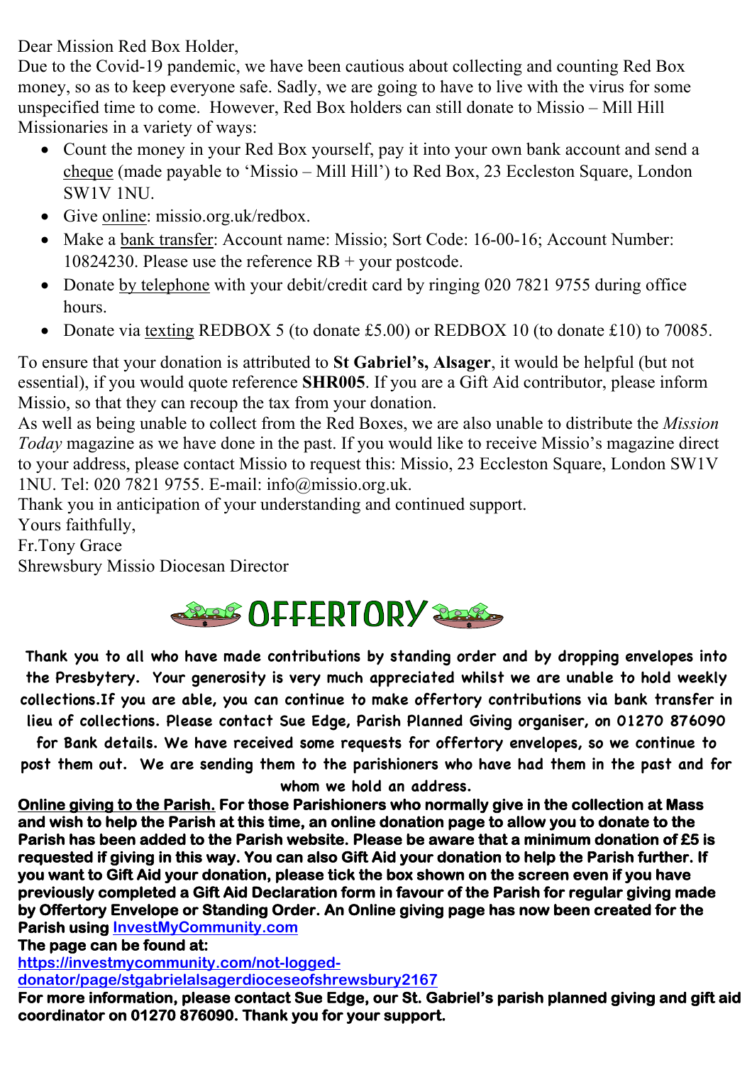Dear Mission Red Box Holder,

Due to the Covid-19 pandemic, we have been cautious about collecting and counting Red Box money, so as to keep everyone safe. Sadly, we are going to have to live with the virus for some unspecified time to come. However, Red Box holders can still donate to Missio – Mill Hill Missionaries in a variety of ways:

- Count the money in your Red Box yourself, pay it into your own bank account and send a cheque (made payable to 'Missio – Mill Hill') to Red Box, 23 Eccleston Square, London SW1V 1NU.
- Give online: missio.org.uk/redbox.
- Make a bank transfer: Account name: Missio; Sort Code: 16-00-16; Account Number: 10824230. Please use the reference RB + your postcode.
- Donate by telephone with your debit/credit card by ringing 020 7821 9755 during office hours.
- Donate via texting REDBOX 5 (to donate £5.00) or REDBOX 10 (to donate £10) to 70085.

To ensure that your donation is attributed to **St Gabriel's, Alsager**, it would be helpful (but not essential), if you would quote reference **SHR005**. If you are a Gift Aid contributor, please inform Missio, so that they can recoup the tax from your donation.

As well as being unable to collect from the Red Boxes, we are also unable to distribute the *Mission Today* magazine as we have done in the past. If you would like to receive Missio's magazine direct to your address, please contact Missio to request this: Missio, 23 Eccleston Square, London SW1V 1NU. Tel: 020 7821 9755. E-mail: info@missio.org.uk.

Thank you in anticipation of your understanding and continued support.

Yours faithfully,

Fr.Tony Grace

Shrewsbury Missio Diocesan Director

# OFFERTORY

**Thank you to all who have made contributions by standing order and by dropping envelopes into the Presbytery. Your generosity is very much appreciated whilst we are unable to hold weekly collections.If you are able, you can continue to make offertory contributions via bank transfer in lieu of collections. Please contact Sue Edge, Parish Planned Giving organiser, on 01270 876090 for Bank details. We have received some requests for offertory envelopes, so we continue to post them out. We are sending them to the parishioners who have had them in the past and for whom we hold an address.**

**Online giving to the Parish. For those Parishioners who normally give in the collection at Mass and wish to help the Parish at this time, an online donation page to allow you to donate to the Parish has been added to the Parish website. Please be aware that a minimum donation of £5 is requested if giving in this way. You can also Gift Aid your donation to help the Parish further. If you want to Gift Aid your donation, please tick the box shown on the screen even if you have previously completed a Gift Aid Declaration form in favour of the Parish for regular giving made by Offertory Envelope or Standing Order. An Online giving page has now been created for the Parish using InvestMyCommunity.com**

**The page can be found at:**
**https://investmycommunity.com/not-logged-donator/page/stgabrielalsagerdioceseofshrewsbury2167**

**For more information, please contact Sue Edge, our St. Gabriel's parish planned giving and gift aid coordinator on 01270 876090. Thank you for your support.**